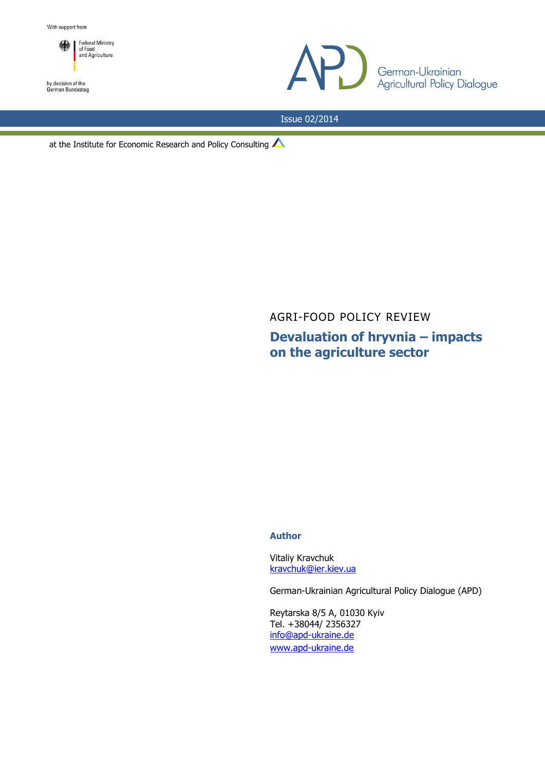With support from

Federal Ministry of Food and Agriculture

by decision of the German Bundestag

APD German-Ukrainian Agricultural Policy Dialogue

Issue 02/2014

at the Institute for Economic Research and Policy Consulting

AGRI-FOOD POLICY REVIEW

# Devaluation of hryvnia – impacts on the agriculture sector

**Author**

Vitaliy Kravchuk
kravchuk@ier.kiev.ua

German-Ukrainian Agricultural Policy Dialogue (APD)

Reytarska 8/5 A, 01030 Kyiv
Tel. +38044/ 2356327
info@apd-ukraine.de
www.apd-ukraine.de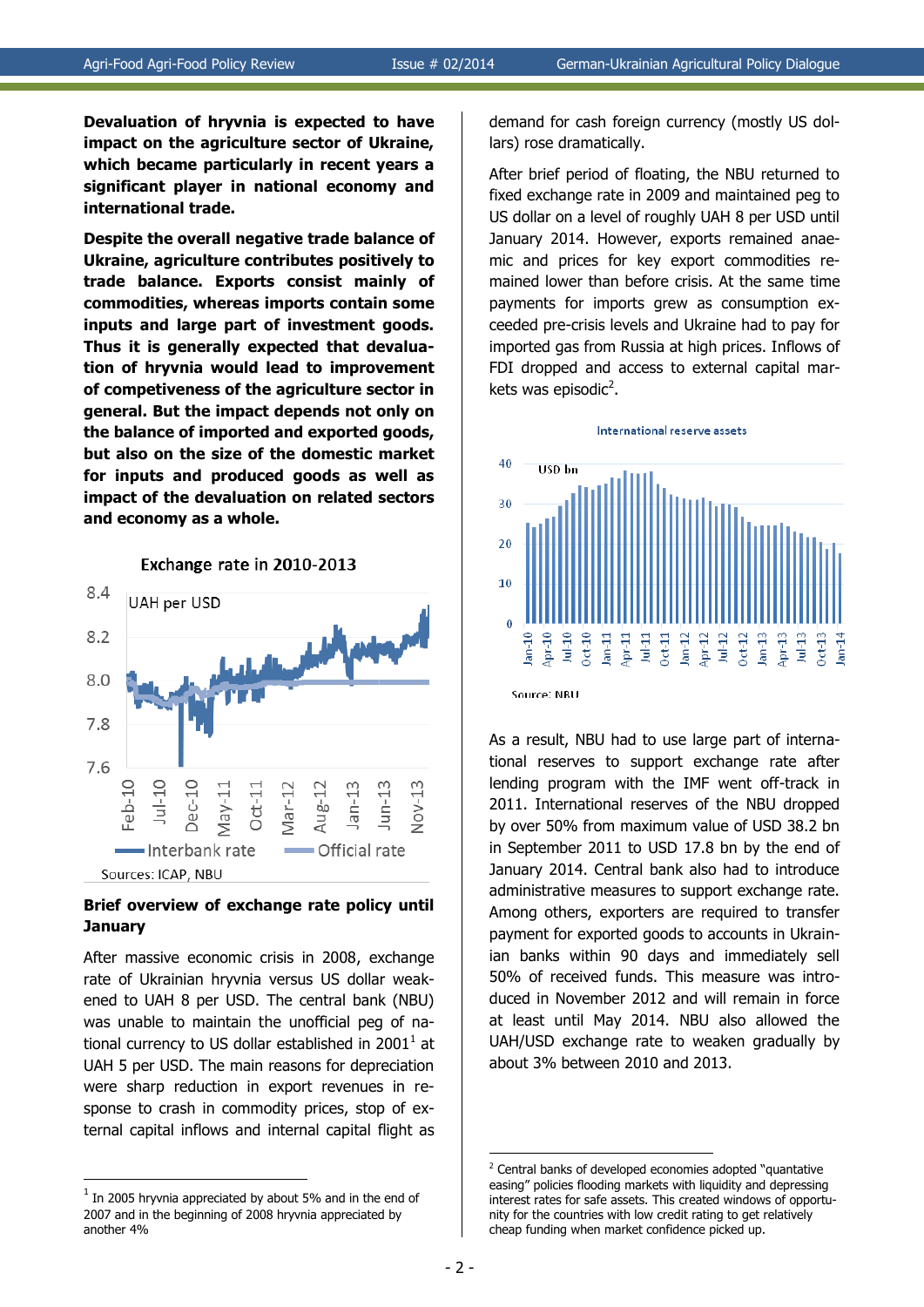**Devaluation of hryvnia is expected to have impact on the agriculture sector of Ukraine, which became particularly in recent years a significant player in national economy and international trade.**

**Despite the overall negative trade balance of Ukraine, agriculture contributes positively to trade balance. Exports consist mainly of commodities, whereas imports contain some inputs and large part of investment goods. Thus it is generally expected that devaluation of hryvnia would lead to improvement of competiveness of the agriculture sector in general. But the impact depends not only on the balance of imported and exported goods, but also on the size of the domestic market for inputs and produced goods as well as impact of the devaluation on related sectors and economy as a whole.**

Exchange rate in 2010-2013

Sources: ICAP, NBU

## Brief overview of exchange rate policy until January

After massive economic crisis in 2008, exchange rate of Ukrainian hryvnia versus US dollar weakened to UAH 8 per USD. The central bank (NBU) was unable to maintain the unofficial peg of national currency to US dollar established in 2001[1] at UAH 5 per USD. The main reasons for depreciation were sharp reduction in export revenues in response to crash in commodity prices, stop of external capital inflows and internal capital flight as demand for cash foreign currency (mostly US dollars) rose dramatically.

After brief period of floating, the NBU returned to fixed exchange rate in 2009 and maintained peg to US dollar on a level of roughly UAH 8 per USD until January 2014. However, exports remained anaemic and prices for key export commodities remained lower than before crisis. At the same time payments for imports grew as consumption exceeded pre-crisis levels and Ukraine had to pay for imported gas from Russia at high prices. Inflows of FDI dropped and access to external capital markets was episodic[2].

International reserve assets

Source: NBU

As a result, NBU had to use large part of international reserves to support exchange rate after lending program with the IMF went off-track in 2011. International reserves of the NBU dropped by over 50% from maximum value of USD 38.2 bn in September 2011 to USD 17.8 bn by the end of January 2014. Central bank also had to introduce administrative measures to support exchange rate. Among others, exporters are required to transfer payment for exported goods to accounts in Ukrainian banks within 90 days and immediately sell 50% of received funds. This measure was introduced in November 2012 and will remain in force at least until May 2014. NBU also allowed the UAH/USD exchange rate to weaken gradually by about 3% between 2010 and 2013.

---

[1] In 2005 hryvnia appreciated by about 5% and in the end of 2007 and in the beginning of 2008 hryvnia appreciated by another 4%

[2] Central banks of developed economies adopted "quantative easing" policies flooding markets with liquidity and depressing interest rates for safe assets. This created windows of opportunity for the countries with low credit rating to get relatively cheap funding when market confidence picked up.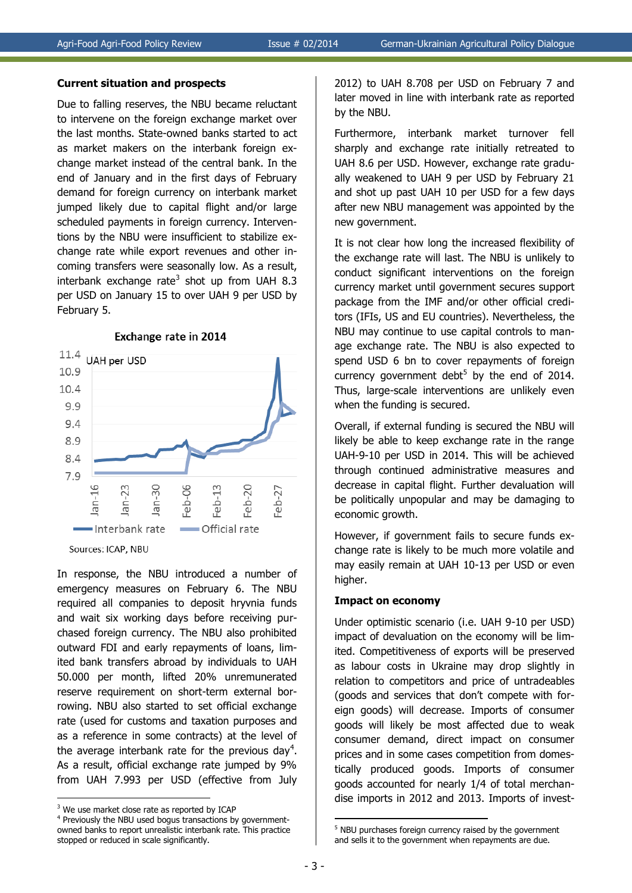## Current situation and prospects

Due to falling reserves, the NBU became reluctant to intervene on the foreign exchange market over the last months. State-owned banks started to act as market makers on the interbank foreign exchange market instead of the central bank. In the end of January and in the first days of February demand for foreign currency on interbank market jumped likely due to capital flight and/or large scheduled payments in foreign currency. Interventions by the NBU were insufficient to stabilize exchange rate while export revenues and other incoming transfers were seasonally low. As a result, interbank exchange rate[3] shot up from UAH 8.3 per USD on January 15 to over UAH 9 per USD by February 5.

**Exchange rate in 2014**

UAH per USD

Interbank rate — Official rate

Sources: ICAP, NBU

In response, the NBU introduced a number of emergency measures on February 6. The NBU required all companies to deposit hryvnia funds and wait six working days before receiving purchased foreign currency. The NBU also prohibited outward FDI and early repayments of loans, limited bank transfers abroad by individuals to UAH 50.000 per month, lifted 20% unremunerated reserve requirement on short-term external borrowing. NBU also started to set official exchange rate (used for customs and taxation purposes and as a reference in some contracts) at the level of the average interbank rate for the previous day[4]. As a result, official exchange rate jumped by 9% from UAH 7.993 per USD (effective from July 2012) to UAH 8.708 per USD on February 7 and later moved in line with interbank rate as reported by the NBU.

Furthermore, interbank market turnover fell sharply and exchange rate initially retreated to UAH 8.6 per USD. However, exchange rate gradually weakened to UAH 9 per USD by February 21 and shot up past UAH 10 per USD for a few days after new NBU management was appointed by the new government.

It is not clear how long the increased flexibility of the exchange rate will last. The NBU is unlikely to conduct significant interventions on the foreign currency market until government secures support package from the IMF and/or other official creditors (IFIs, US and EU countries). Nevertheless, the NBU may continue to use capital controls to manage exchange rate. The NBU is also expected to spend USD 6 bn to cover repayments of foreign currency government debt[5] by the end of 2014. Thus, large-scale interventions are unlikely even when the funding is secured.

Overall, if external funding is secured the NBU will likely be able to keep exchange rate in the range UAH-9-10 per USD in 2014. This will be achieved through continued administrative measures and decrease in capital flight. Further devaluation will be politically unpopular and may be damaging to economic growth.

However, if government fails to secure funds exchange rate is likely to be much more volatile and may easily remain at UAH 10-13 per USD or even higher.

## Impact on economy

Under optimistic scenario (i.e. UAH 9-10 per USD) impact of devaluation on the economy will be limited. Competitiveness of exports will be preserved as labour costs in Ukraine may drop slightly in relation to competitors and price of untradeables (goods and services that don't compete with foreign goods) will decrease. Imports of consumer goods will likely be most affected due to weak consumer demand, direct impact on consumer prices and in some cases competition from domestically produced goods. Imports of consumer goods accounted for nearly 1/4 of total merchandise imports in 2012 and 2013. Imports of invest-

---

[3] We use market close rate as reported by ICAP

[4] Previously the NBU used bogus transactions by government-owned banks to report unrealistic interbank rate. This practice stopped or reduced in scale significantly.

[5] NBU purchases foreign currency raised by the government and sells it to the government when repayments are due.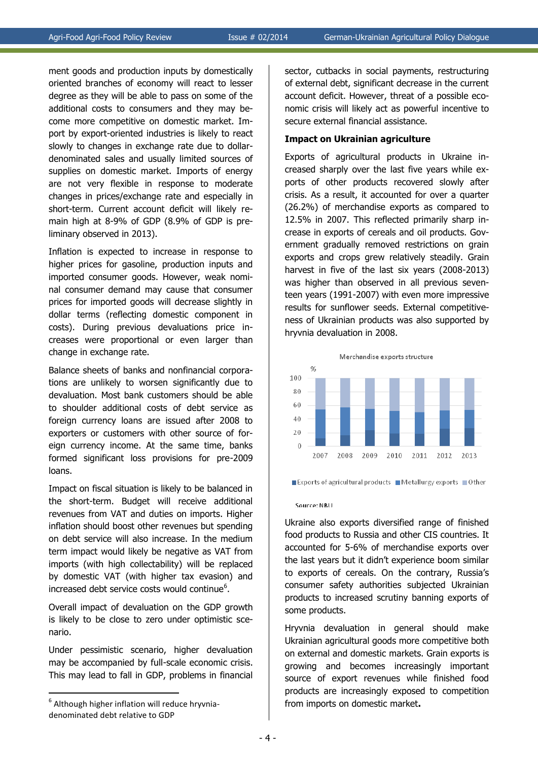ment goods and production inputs by domestically oriented branches of economy will react to lesser degree as they will be able to pass on some of the additional costs to consumers and they may become more competitive on domestic market. Import by export-oriented industries is likely to react slowly to changes in exchange rate due to dollar-denominated sales and usually limited sources of supplies on domestic market. Imports of energy are not very flexible in response to moderate changes in prices/exchange rate and especially in short-term. Current account deficit will likely remain high at 8-9% of GDP (8.9% of GDP is preliminary observed in 2013).

Inflation is expected to increase in response to higher prices for gasoline, production inputs and imported consumer goods. However, weak nominal consumer demand may cause that consumer prices for imported goods will decrease slightly in dollar terms (reflecting domestic component in costs). During previous devaluations price increases were proportional or even larger than change in exchange rate.

Balance sheets of banks and nonfinancial corporations are unlikely to worsen significantly due to devaluation. Most bank customers should be able to shoulder additional costs of debt service as foreign currency loans are issued after 2008 to exporters or customers with other source of foreign currency income. At the same time, banks formed significant loss provisions for pre-2009 loans.

Impact on fiscal situation is likely to be balanced in the short-term. Budget will receive additional revenues from VAT and duties on imports. Higher inflation should boost other revenues but spending on debt service will also increase. In the medium term impact would likely be negative as VAT from imports (with high collectability) will be replaced by domestic VAT (with higher tax evasion) and increased debt service costs would continue[6].

Overall impact of devaluation on the GDP growth is likely to be close to zero under optimistic scenario.

Under pessimistic scenario, higher devaluation may be accompanied by full-scale economic crisis. This may lead to fall in GDP, problems in financial sector, cutbacks in social payments, restructuring of external debt, significant decrease in the current account deficit. However, threat of a possible economic crisis will likely act as powerful incentive to secure external financial assistance.

### Impact on Ukrainian agriculture

Exports of agricultural products in Ukraine increased sharply over the last five years while exports of other products recovered slowly after crisis. As a result, it accounted for over a quarter (26.2%) of merchandise exports as compared to 12.5% in 2007. This reflected primarily sharp increase in exports of cereals and oil products. Government gradually removed restrictions on grain exports and crops grew relatively steadily. Grain harvest in five of the last six years (2008-2013) was higher than observed in all previous seventeen years (1991-2007) with even more impressive results for sunflower seeds. External competitiveness of Ukrainian products was also supported by hryvnia devaluation in 2008.

Merchandise exports structure

%

(Stacked bar chart, 2007–2013, 0–100%; legend: Exports of agricultural products, Metallurgy exports, Other)

Source: NBU

Ukraine also exports diversified range of finished food products to Russia and other CIS countries. It accounted for 5-6% of merchandise exports over the last years but it didn't experience boom similar to exports of cereals. On the contrary, Russia's consumer safety authorities subjected Ukrainian products to increased scrutiny banning exports of some products.

Hryvnia devaluation in general should make Ukrainian agricultural goods more competitive both on external and domestic markets. Grain exports is growing and becomes increasingly important source of export revenues while finished food products are increasingly exposed to competition from imports on domestic market.

---

[6] Although higher inflation will reduce hryvnia-denominated debt relative to GDP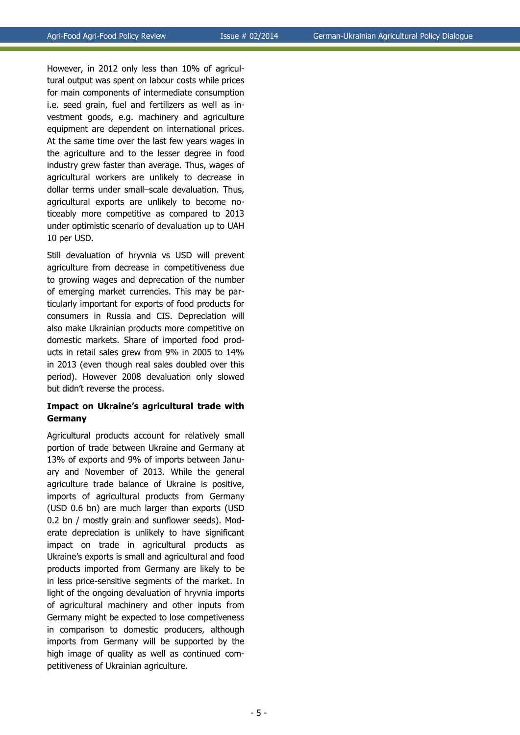However, in 2012 only less than 10% of agricultural output was spent on labour costs while prices for main components of intermediate consumption i.e. seed grain, fuel and fertilizers as well as investment goods, e.g. machinery and agriculture equipment are dependent on international prices. At the same time over the last few years wages in the agriculture and to the lesser degree in food industry grew faster than average. Thus, wages of agricultural workers are unlikely to decrease in dollar terms under small–scale devaluation. Thus, agricultural exports are unlikely to become noticeably more competitive as compared to 2013 under optimistic scenario of devaluation up to UAH 10 per USD.

Still devaluation of hryvnia vs USD will prevent agriculture from decrease in competitiveness due to growing wages and deprecation of the number of emerging market currencies. This may be particularly important for exports of food products for consumers in Russia and CIS. Depreciation will also make Ukrainian products more competitive on domestic markets. Share of imported food products in retail sales grew from 9% in 2005 to 14% in 2013 (even though real sales doubled over this period). However 2008 devaluation only slowed but didn't reverse the process.

**Impact on Ukraine's agricultural trade with Germany**

Agricultural products account for relatively small portion of trade between Ukraine and Germany at 13% of exports and 9% of imports between January and November of 2013. While the general agriculture trade balance of Ukraine is positive, imports of agricultural products from Germany (USD 0.6 bn) are much larger than exports (USD 0.2 bn / mostly grain and sunflower seeds). Moderate depreciation is unlikely to have significant impact on trade in agricultural products as Ukraine's exports is small and agricultural and food products imported from Germany are likely to be in less price-sensitive segments of the market. In light of the ongoing devaluation of hryvnia imports of agricultural machinery and other inputs from Germany might be expected to lose competiveness in comparison to domestic producers, although imports from Germany will be supported by the high image of quality as well as continued competitiveness of Ukrainian agriculture.